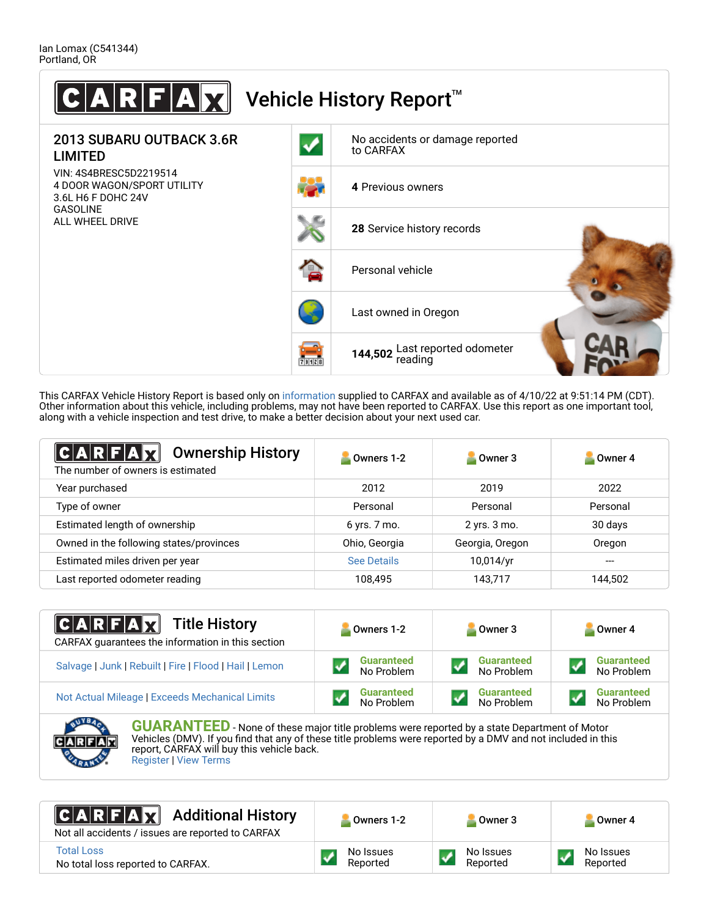Ian Lomax (C541344)
Portland, OR

# CARFAX Vehicle History Report™

## 2013 SUBARU OUTBACK 3.6R LIMITED

VIN: 4S4BRESC5D2219514
4 DOOR WAGON/SPORT UTILITY
3.6L H6 F DOHC 24V
GASOLINE
ALL WHEEL DRIVE

- No accidents or damage reported to CARFAX
- **4** Previous owners
- **28** Service history records
- Personal vehicle
- Last owned in Oregon
- **144,502** Last reported odometer reading

This CARFAX Vehicle History Report is based only on information supplied to CARFAX and available as of 4/10/22 at 9:51:14 PM (CDT). Other information about this vehicle, including problems, may not have been reported to CARFAX. Use this report as one important tool, along with a vehicle inspection and test drive, to make a better decision about your next used car.

## CARFAX Ownership History

The number of owners is estimated

| | Owners 1-2 | Owner 3 | Owner 4 |
|---|---|---|---|
| Year purchased | 2012 | 2019 | 2022 |
| Type of owner | Personal | Personal | Personal |
| Estimated length of ownership | 6 yrs. 7 mo. | 2 yrs. 3 mo. | 30 days |
| Owned in the following states/provinces | Ohio, Georgia | Georgia, Oregon | Oregon |
| Estimated miles driven per year | See Details | 10,014/yr | --- |
| Last reported odometer reading | 108,495 | 143,717 | 144,502 |

## CARFAX Title History

CARFAX guarantees the information in this section

| | Owners 1-2 | Owner 3 | Owner 4 |
|---|---|---|---|
| Salvage \| Junk \| Rebuilt \| Fire \| Flood \| Hail \| Lemon | Guaranteed No Problem | Guaranteed No Problem | Guaranteed No Problem |
| Not Actual Mileage \| Exceeds Mechanical Limits | Guaranteed No Problem | Guaranteed No Problem | Guaranteed No Problem |

**GUARANTEED** - None of these major title problems were reported by a state Department of Motor Vehicles (DMV). If you find that any of these title problems were reported by a DMV and not included in this report, CARFAX will buy this vehicle back.
Register | View Terms

## CARFAX Additional History

Not all accidents / issues are reported to CARFAX

| | Owners 1-2 | Owner 3 | Owner 4 |
|---|---|---|---|
| Total Loss<br>No total loss reported to CARFAX. | No Issues Reported | No Issues Reported | No Issues Reported |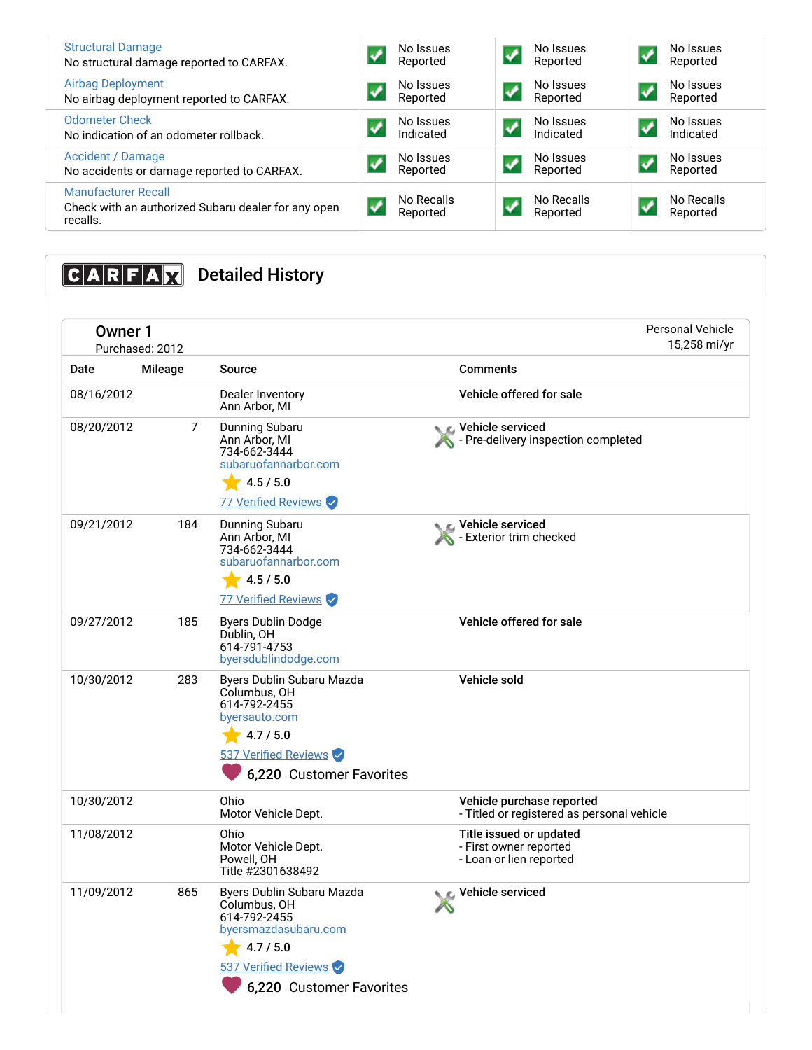| | | | |
|---|---|---|---|
| Structural Damage<br>No structural damage reported to CARFAX. | No Issues Reported | No Issues Reported | No Issues Reported |
| Airbag Deployment<br>No airbag deployment reported to CARFAX. | No Issues Reported | No Issues Reported | No Issues Reported |
| Odometer Check<br>No indication of an odometer rollback. | No Issues Indicated | No Issues Indicated | No Issues Indicated |
| Accident / Damage<br>No accidents or damage reported to CARFAX. | No Issues Reported | No Issues Reported | No Issues Reported |
| Manufacturer Recall<br>Check with an authorized Subaru dealer for any open recalls. | No Recalls Reported | No Recalls Reported | No Recalls Reported |

## CARFAX Detailed History

### Owner 1

Purchased: 2012

Personal Vehicle
15,258 mi/yr

| Date | Mileage | Source | Comments |
|---|---|---|---|
| 08/16/2012 | | Dealer Inventory<br>Ann Arbor, MI | **Vehicle offered for sale** |
| 08/20/2012 | 7 | Dunning Subaru<br>Ann Arbor, MI<br>734-662-3444<br>subaruofannarbor.com<br>4.5 / 5.0<br>77 Verified Reviews | **Vehicle serviced**<br>- Pre-delivery inspection completed |
| 09/21/2012 | 184 | Dunning Subaru<br>Ann Arbor, MI<br>734-662-3444<br>subaruofannarbor.com<br>4.5 / 5.0<br>77 Verified Reviews | **Vehicle serviced**<br>- Exterior trim checked |
| 09/27/2012 | 185 | Byers Dublin Dodge<br>Dublin, OH<br>614-791-4753<br>byersdublindodge.com | **Vehicle offered for sale** |
| 10/30/2012 | 283 | Byers Dublin Subaru Mazda<br>Columbus, OH<br>614-792-2455<br>byersauto.com<br>4.7 / 5.0<br>537 Verified Reviews<br>6,220 Customer Favorites | **Vehicle sold** |
| 10/30/2012 | | Ohio<br>Motor Vehicle Dept. | **Vehicle purchase reported**<br>- Titled or registered as personal vehicle |
| 11/08/2012 | | Ohio<br>Motor Vehicle Dept.<br>Powell, OH<br>Title #2301638492 | **Title issued or updated**<br>- First owner reported<br>- Loan or lien reported |
| 11/09/2012 | 865 | Byers Dublin Subaru Mazda<br>Columbus, OH<br>614-792-2455<br>byersmazdasubaru.com<br>4.7 / 5.0<br>537 Verified Reviews<br>6,220 Customer Favorites | **Vehicle serviced** |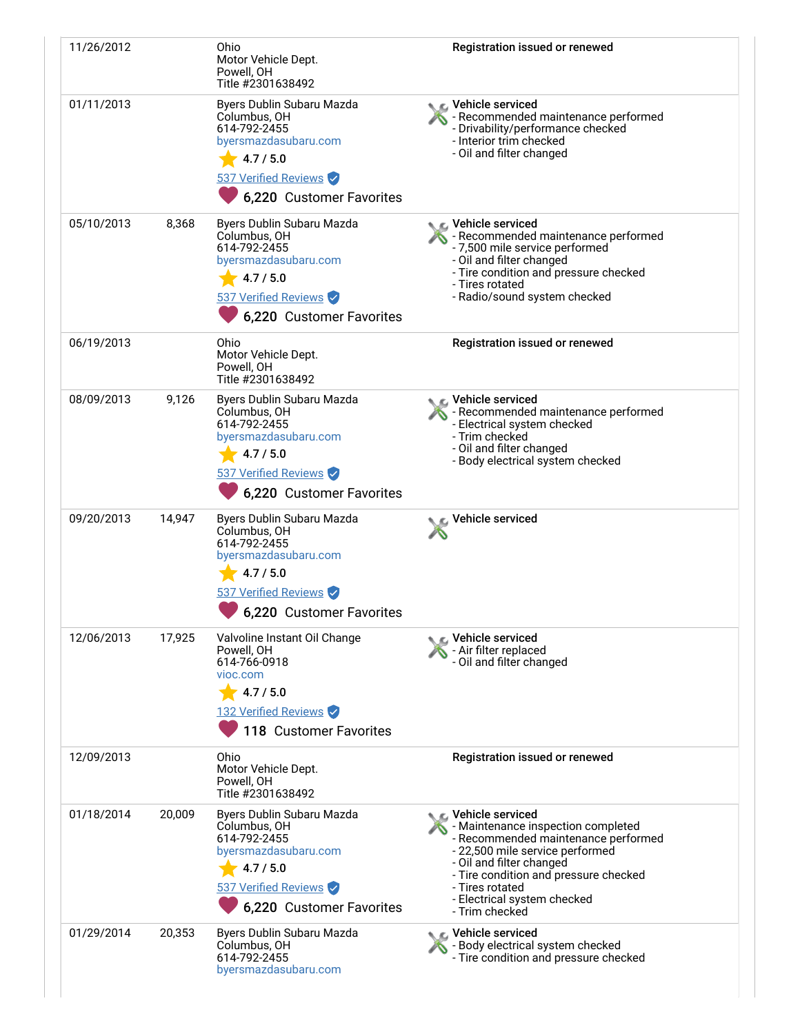| Date | Mileage | Source | Details |
|---|---|---|---|
| 11/26/2012 | | Ohio<br>Motor Vehicle Dept.<br>Powell, OH<br>Title #2301638492 | **Registration issued or renewed** |
| 01/11/2013 | | Byers Dublin Subaru Mazda<br>Columbus, OH<br>614-792-2455<br>byersmazdasubaru.com<br>4.7 / 5.0<br>537 Verified Reviews<br>6,220 Customer Favorites | **Vehicle serviced**<br>- Recommended maintenance performed<br>- Drivability/performance checked<br>- Interior trim checked<br>- Oil and filter changed |
| 05/10/2013 | 8,368 | Byers Dublin Subaru Mazda<br>Columbus, OH<br>614-792-2455<br>byersmazdasubaru.com<br>4.7 / 5.0<br>537 Verified Reviews<br>6,220 Customer Favorites | **Vehicle serviced**<br>- Recommended maintenance performed<br>- 7,500 mile service performed<br>- Oil and filter changed<br>- Tire condition and pressure checked<br>- Tires rotated<br>- Radio/sound system checked |
| 06/19/2013 | | Ohio<br>Motor Vehicle Dept.<br>Powell, OH<br>Title #2301638492 | **Registration issued or renewed** |
| 08/09/2013 | 9,126 | Byers Dublin Subaru Mazda<br>Columbus, OH<br>614-792-2455<br>byersmazdasubaru.com<br>4.7 / 5.0<br>537 Verified Reviews<br>6,220 Customer Favorites | **Vehicle serviced**<br>- Recommended maintenance performed<br>- Electrical system checked<br>- Trim checked<br>- Oil and filter changed<br>- Body electrical system checked |
| 09/20/2013 | 14,947 | Byers Dublin Subaru Mazda<br>Columbus, OH<br>614-792-2455<br>byersmazdasubaru.com<br>4.7 / 5.0<br>537 Verified Reviews<br>6,220 Customer Favorites | **Vehicle serviced** |
| 12/06/2013 | 17,925 | Valvoline Instant Oil Change<br>Powell, OH<br>614-766-0918<br>vioc.com<br>4.7 / 5.0<br>132 Verified Reviews<br>118 Customer Favorites | **Vehicle serviced**<br>- Air filter replaced<br>- Oil and filter changed |
| 12/09/2013 | | Ohio<br>Motor Vehicle Dept.<br>Powell, OH<br>Title #2301638492 | **Registration issued or renewed** |
| 01/18/2014 | 20,009 | Byers Dublin Subaru Mazda<br>Columbus, OH<br>614-792-2455<br>byersmazdasubaru.com<br>4.7 / 5.0<br>537 Verified Reviews<br>6,220 Customer Favorites | **Vehicle serviced**<br>- Maintenance inspection completed<br>- Recommended maintenance performed<br>- 22,500 mile service performed<br>- Oil and filter changed<br>- Tire condition and pressure checked<br>- Tires rotated<br>- Electrical system checked<br>- Trim checked |
| 01/29/2014 | 20,353 | Byers Dublin Subaru Mazda<br>Columbus, OH<br>614-792-2455<br>byersmazdasubaru.com | **Vehicle serviced**<br>- Body electrical system checked<br>- Tire condition and pressure checked |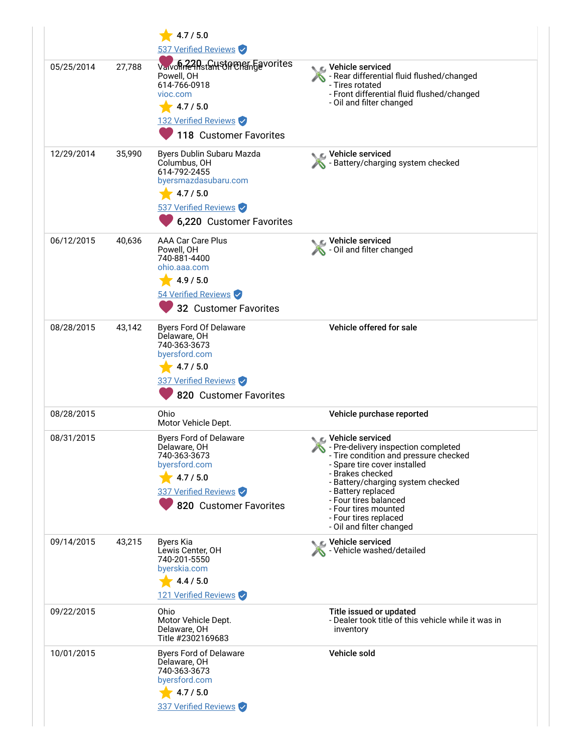| | | 4.7 / 5.0<br>537 Verified Reviews<br>6,220 Customer Favorites | |
|---|---|---|---|
| 05/25/2014 | 27,788 | Valvoline Instant Oil Change<br>Powell, OH<br>614-766-0918<br>vioc.com<br>4.7 / 5.0<br>132 Verified Reviews<br>118 Customer Favorites | **Vehicle serviced**<br>- Rear differential fluid flushed/changed<br>- Tires rotated<br>- Front differential fluid flushed/changed<br>- Oil and filter changed |
| 12/29/2014 | 35,990 | Byers Dublin Subaru Mazda<br>Columbus, OH<br>614-792-2455<br>byersmazdasubaru.com<br>4.7 / 5.0<br>537 Verified Reviews<br>6,220 Customer Favorites | **Vehicle serviced**<br>- Battery/charging system checked |
| 06/12/2015 | 40,636 | AAA Car Care Plus<br>Powell, OH<br>740-881-4400<br>ohio.aaa.com<br>4.9 / 5.0<br>54 Verified Reviews<br>32 Customer Favorites | **Vehicle serviced**<br>- Oil and filter changed |
| 08/28/2015 | 43,142 | Byers Ford Of Delaware<br>Delaware, OH<br>740-363-3673<br>byersford.com<br>4.7 / 5.0<br>337 Verified Reviews<br>820 Customer Favorites | **Vehicle offered for sale** |
| 08/28/2015 | | Ohio<br>Motor Vehicle Dept. | **Vehicle purchase reported** |
| 08/31/2015 | | Byers Ford of Delaware<br>Delaware, OH<br>740-363-3673<br>byersford.com<br>4.7 / 5.0<br>337 Verified Reviews<br>820 Customer Favorites | **Vehicle serviced**<br>- Pre-delivery inspection completed<br>- Tire condition and pressure checked<br>- Spare tire cover installed<br>- Brakes checked<br>- Battery/charging system checked<br>- Battery replaced<br>- Four tires balanced<br>- Four tires mounted<br>- Four tires replaced<br>- Oil and filter changed |
| 09/14/2015 | 43,215 | Byers Kia<br>Lewis Center, OH<br>740-201-5550<br>byerskia.com<br>4.4 / 5.0<br>121 Verified Reviews | **Vehicle serviced**<br>- Vehicle washed/detailed |
| 09/22/2015 | | Ohio<br>Motor Vehicle Dept.<br>Delaware, OH<br>Title #2302169683 | **Title issued or updated**<br>- Dealer took title of this vehicle while it was in inventory |
| 10/01/2015 | | Byers Ford of Delaware<br>Delaware, OH<br>740-363-3673<br>byersford.com<br>4.7 / 5.0<br>337 Verified Reviews | **Vehicle sold** |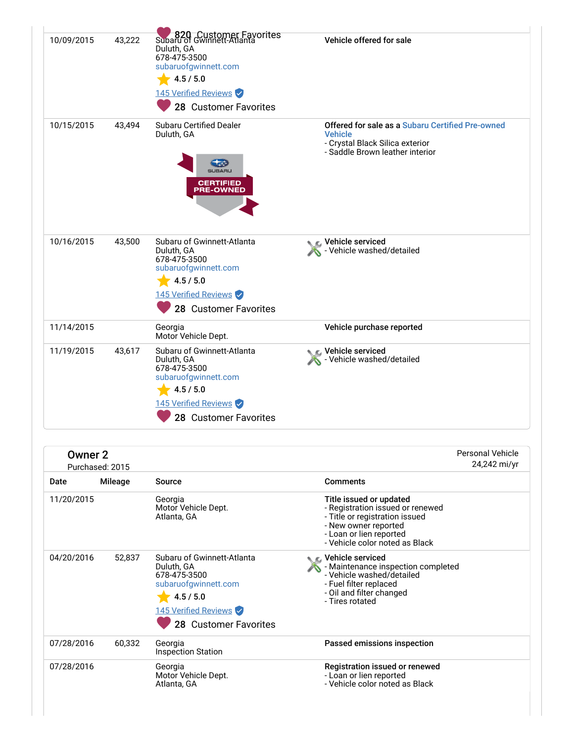| Date | Mileage | Source | Comments |
|---|---|---|---|
| 10/09/2015 | 43,222 | Subaru of Gwinnett-Atlanta<br>Duluth, GA<br>678-475-3500<br>subaruofgwinnett.com<br>4.5 / 5.0<br>145 Verified Reviews<br>28 Customer Favorites | **Vehicle offered for sale** |
| 10/15/2015 | 43,494 | Subaru Certified Dealer<br>Duluth, GA<br>SUBARU CERTIFIED PRE-OWNED | **Offered for sale as a Subaru Certified Pre-owned Vehicle**<br>- Crystal Black Silica exterior<br>- Saddle Brown leather interior |
| 10/16/2015 | 43,500 | Subaru of Gwinnett-Atlanta<br>Duluth, GA<br>678-475-3500<br>subaruofgwinnett.com<br>4.5 / 5.0<br>145 Verified Reviews<br>28 Customer Favorites | **Vehicle serviced**<br>- Vehicle washed/detailed |
| 11/14/2015 | | Georgia<br>Motor Vehicle Dept. | **Vehicle purchase reported** |
| 11/19/2015 | 43,617 | Subaru of Gwinnett-Atlanta<br>Duluth, GA<br>678-475-3500<br>subaruofgwinnett.com<br>4.5 / 5.0<br>145 Verified Reviews<br>28 Customer Favorites | **Vehicle serviced**<br>- Vehicle washed/detailed |

## Owner 2

Purchased: 2015

Personal Vehicle
24,242 mi/yr

| Date | Mileage | Source | Comments |
|---|---|---|---|
| 11/20/2015 | | Georgia<br>Motor Vehicle Dept.<br>Atlanta, GA | **Title issued or updated**<br>- Registration issued or renewed<br>- Title or registration issued<br>- New owner reported<br>- Loan or lien reported<br>- Vehicle color noted as Black |
| 04/20/2016 | 52,837 | Subaru of Gwinnett-Atlanta<br>Duluth, GA<br>678-475-3500<br>subaruofgwinnett.com<br>4.5 / 5.0<br>145 Verified Reviews<br>28 Customer Favorites | **Vehicle serviced**<br>- Maintenance inspection completed<br>- Vehicle washed/detailed<br>- Fuel filter replaced<br>- Oil and filter changed<br>- Tires rotated |
| 07/28/2016 | 60,332 | Georgia<br>Inspection Station | **Passed emissions inspection** |
| 07/28/2016 | | Georgia<br>Motor Vehicle Dept.<br>Atlanta, GA | **Registration issued or renewed**<br>- Loan or lien reported<br>- Vehicle color noted as Black |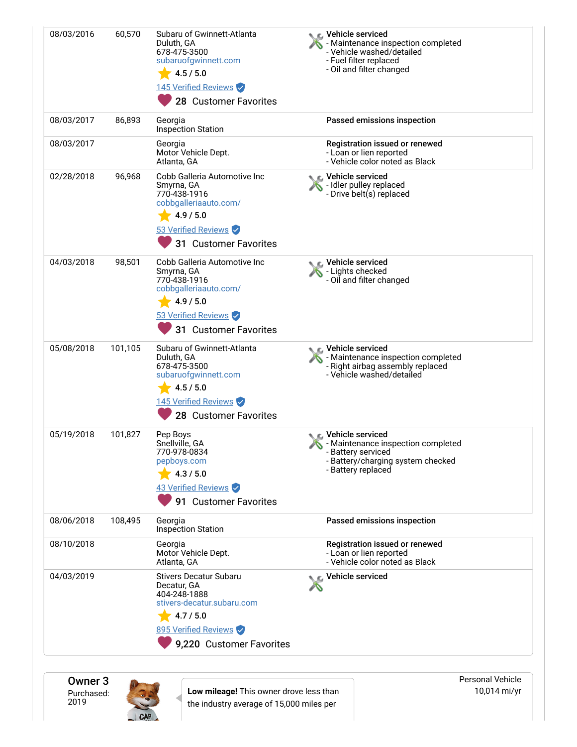| Date | Mileage | Source | Comments |
|---|---|---|---|
| 08/03/2016 | 60,570 | Subaru of Gwinnett-Atlanta<br>Duluth, GA<br>678-475-3500<br>subaruofgwinnett.com<br>4.5 / 5.0<br>145 Verified Reviews<br>28 Customer Favorites | **Vehicle serviced**<br>- Maintenance inspection completed<br>- Vehicle washed/detailed<br>- Fuel filter replaced<br>- Oil and filter changed |
| 08/03/2017 | 86,893 | Georgia<br>Inspection Station | **Passed emissions inspection** |
| 08/03/2017 | | Georgia<br>Motor Vehicle Dept.<br>Atlanta, GA | **Registration issued or renewed**<br>- Loan or lien reported<br>- Vehicle color noted as Black |
| 02/28/2018 | 96,968 | Cobb Galleria Automotive Inc<br>Smyrna, GA<br>770-438-1916<br>cobbgalleriaauto.com/<br>4.9 / 5.0<br>53 Verified Reviews<br>31 Customer Favorites | **Vehicle serviced**<br>- Idler pulley replaced<br>- Drive belt(s) replaced |
| 04/03/2018 | 98,501 | Cobb Galleria Automotive Inc<br>Smyrna, GA<br>770-438-1916<br>cobbgalleriaauto.com/<br>4.9 / 5.0<br>53 Verified Reviews<br>31 Customer Favorites | **Vehicle serviced**<br>- Lights checked<br>- Oil and filter changed |
| 05/08/2018 | 101,105 | Subaru of Gwinnett-Atlanta<br>Duluth, GA<br>678-475-3500<br>subaruofgwinnett.com<br>4.5 / 5.0<br>145 Verified Reviews<br>28 Customer Favorites | **Vehicle serviced**<br>- Maintenance inspection completed<br>- Right airbag assembly replaced<br>- Vehicle washed/detailed |
| 05/19/2018 | 101,827 | Pep Boys<br>Snellville, GA<br>770-978-0834<br>pepboys.com<br>4.3 / 5.0<br>43 Verified Reviews<br>91 Customer Favorites | **Vehicle serviced**<br>- Maintenance inspection completed<br>- Battery serviced<br>- Battery/charging system checked<br>- Battery replaced |
| 08/06/2018 | 108,495 | Georgia<br>Inspection Station | **Passed emissions inspection** |
| 08/10/2018 | | Georgia<br>Motor Vehicle Dept.<br>Atlanta, GA | **Registration issued or renewed**<br>- Loan or lien reported<br>- Vehicle color noted as Black |
| 04/03/2019 | | Stivers Decatur Subaru<br>Decatur, GA<br>404-248-1888<br>stivers-decatur.subaru.com<br>4.7 / 5.0<br>895 Verified Reviews<br>9,220 Customer Favorites | **Vehicle serviced** |

## Owner 3

Purchased: 2019

**Low mileage!** This owner drove less than the industry average of 15,000 miles per

Personal Vehicle
10,014 mi/yr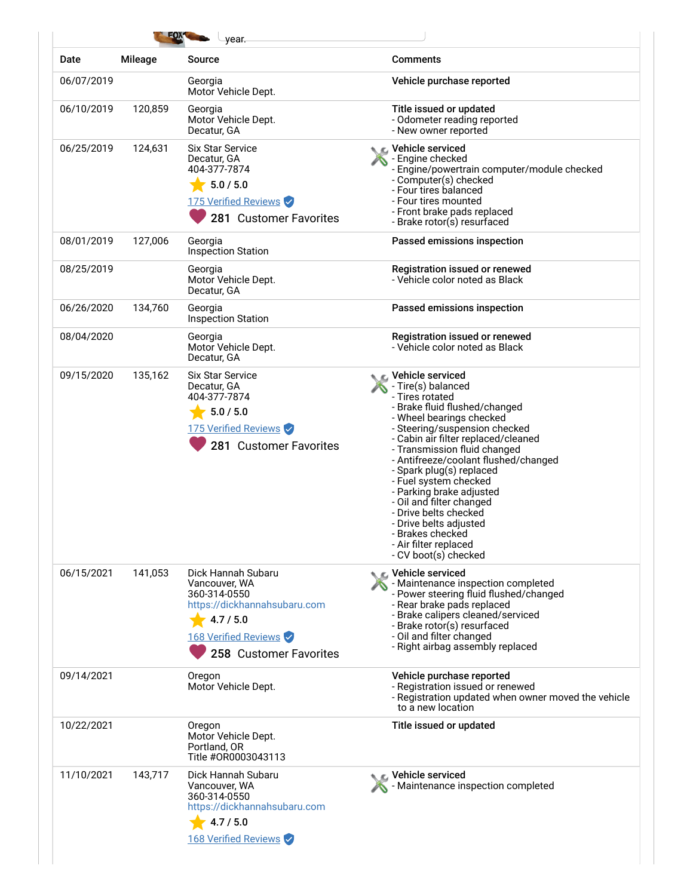year.

| Date | Mileage | Source | Comments |
|---|---|---|---|
| 06/07/2019 | | Georgia<br>Motor Vehicle Dept. | **Vehicle purchase reported** |
| 06/10/2019 | 120,859 | Georgia<br>Motor Vehicle Dept.<br>Decatur, GA | **Title issued or updated**<br>- Odometer reading reported<br>- New owner reported |
| 06/25/2019 | 124,631 | Six Star Service<br>Decatur, GA<br>404-377-7874<br>5.0 / 5.0<br>175 Verified Reviews<br>281 Customer Favorites | **Vehicle serviced**<br>- Engine checked<br>- Engine/powertrain computer/module checked<br>- Computer(s) checked<br>- Four tires balanced<br>- Four tires mounted<br>- Front brake pads replaced<br>- Brake rotor(s) resurfaced |
| 08/01/2019 | 127,006 | Georgia<br>Inspection Station | **Passed emissions inspection** |
| 08/25/2019 | | Georgia<br>Motor Vehicle Dept.<br>Decatur, GA | **Registration issued or renewed**<br>- Vehicle color noted as Black |
| 06/26/2020 | 134,760 | Georgia<br>Inspection Station | **Passed emissions inspection** |
| 08/04/2020 | | Georgia<br>Motor Vehicle Dept.<br>Decatur, GA | **Registration issued or renewed**<br>- Vehicle color noted as Black |
| 09/15/2020 | 135,162 | Six Star Service<br>Decatur, GA<br>404-377-7874<br>5.0 / 5.0<br>175 Verified Reviews<br>281 Customer Favorites | **Vehicle serviced**<br>- Tire(s) balanced<br>- Tires rotated<br>- Brake fluid flushed/changed<br>- Wheel bearings checked<br>- Steering/suspension checked<br>- Cabin air filter replaced/cleaned<br>- Transmission fluid changed<br>- Antifreeze/coolant flushed/changed<br>- Spark plug(s) replaced<br>- Fuel system checked<br>- Parking brake adjusted<br>- Oil and filter changed<br>- Drive belts checked<br>- Drive belts adjusted<br>- Brakes checked<br>- Air filter replaced<br>- CV boot(s) checked |
| 06/15/2021 | 141,053 | Dick Hannah Subaru<br>Vancouver, WA<br>360-314-0550<br>https://dickhannahsubaru.com<br>4.7 / 5.0<br>168 Verified Reviews<br>258 Customer Favorites | **Vehicle serviced**<br>- Maintenance inspection completed<br>- Power steering fluid flushed/changed<br>- Rear brake pads replaced<br>- Brake calipers cleaned/serviced<br>- Brake rotor(s) resurfaced<br>- Oil and filter changed<br>- Right airbag assembly replaced |
| 09/14/2021 | | Oregon<br>Motor Vehicle Dept. | **Vehicle purchase reported**<br>- Registration issued or renewed<br>- Registration updated when owner moved the vehicle to a new location |
| 10/22/2021 | | Oregon<br>Motor Vehicle Dept.<br>Portland, OR<br>Title #OR0003043113 | **Title issued or updated** |
| 11/10/2021 | 143,717 | Dick Hannah Subaru<br>Vancouver, WA<br>360-314-0550<br>https://dickhannahsubaru.com<br>4.7 / 5.0<br>168 Verified Reviews | **Vehicle serviced**<br>- Maintenance inspection completed |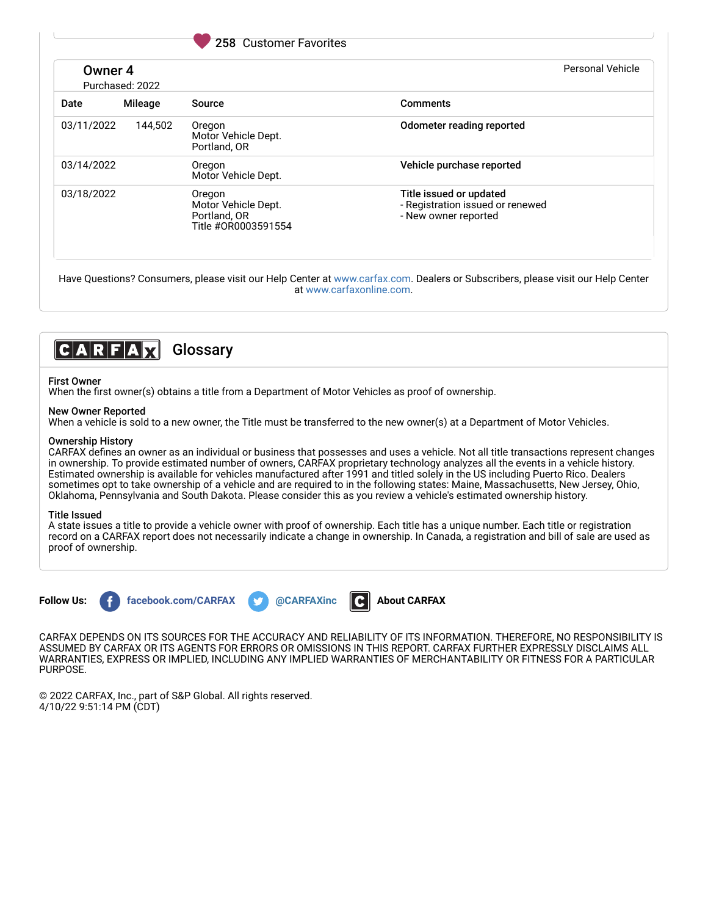258 Customer Favorites

## Owner 4

Purchased: 2022

Personal Vehicle

| Date | Mileage | Source | Comments |
|---|---|---|---|
| 03/11/2022 | 144,502 | Oregon Motor Vehicle Dept. Portland, OR | **Odometer reading reported** |
| 03/14/2022 | | Oregon Motor Vehicle Dept. | **Vehicle purchase reported** |
| 03/18/2022 | | Oregon Motor Vehicle Dept. Portland, OR Title #OR0003591554 | **Title issued or updated** - Registration issued or renewed - New owner reported |

Have Questions? Consumers, please visit our Help Center at www.carfax.com. Dealers or Subscribers, please visit our Help Center at www.carfaxonline.com.

## CARFAX Glossary

**First Owner**
When the first owner(s) obtains a title from a Department of Motor Vehicles as proof of ownership.

**New Owner Reported**
When a vehicle is sold to a new owner, the Title must be transferred to the new owner(s) at a Department of Motor Vehicles.

**Ownership History**
CARFAX defines an owner as an individual or business that possesses and uses a vehicle. Not all title transactions represent changes in ownership. To provide estimated number of owners, CARFAX proprietary technology analyzes all the events in a vehicle history. Estimated ownership is available for vehicles manufactured after 1991 and titled solely in the US including Puerto Rico. Dealers sometimes opt to take ownership of a vehicle and are required to in the following states: Maine, Massachusetts, New Jersey, Ohio, Oklahoma, Pennsylvania and South Dakota. Please consider this as you review a vehicle's estimated ownership history.

**Title Issued**
A state issues a title to provide a vehicle owner with proof of ownership. Each title has a unique number. Each title or registration record on a CARFAX report does not necessarily indicate a change in ownership. In Canada, a registration and bill of sale are used as proof of ownership.

**Follow Us:** facebook.com/CARFAX @CARFAXinc About CARFAX

CARFAX DEPENDS ON ITS SOURCES FOR THE ACCURACY AND RELIABILITY OF ITS INFORMATION. THEREFORE, NO RESPONSIBILITY IS ASSUMED BY CARFAX OR ITS AGENTS FOR ERRORS OR OMISSIONS IN THIS REPORT. CARFAX FURTHER EXPRESSLY DISCLAIMS ALL WARRANTIES, EXPRESS OR IMPLIED, INCLUDING ANY IMPLIED WARRANTIES OF MERCHANTABILITY OR FITNESS FOR A PARTICULAR PURPOSE.

© 2022 CARFAX, Inc., part of S&P Global. All rights reserved.
4/10/22 9:51:14 PM (CDT)